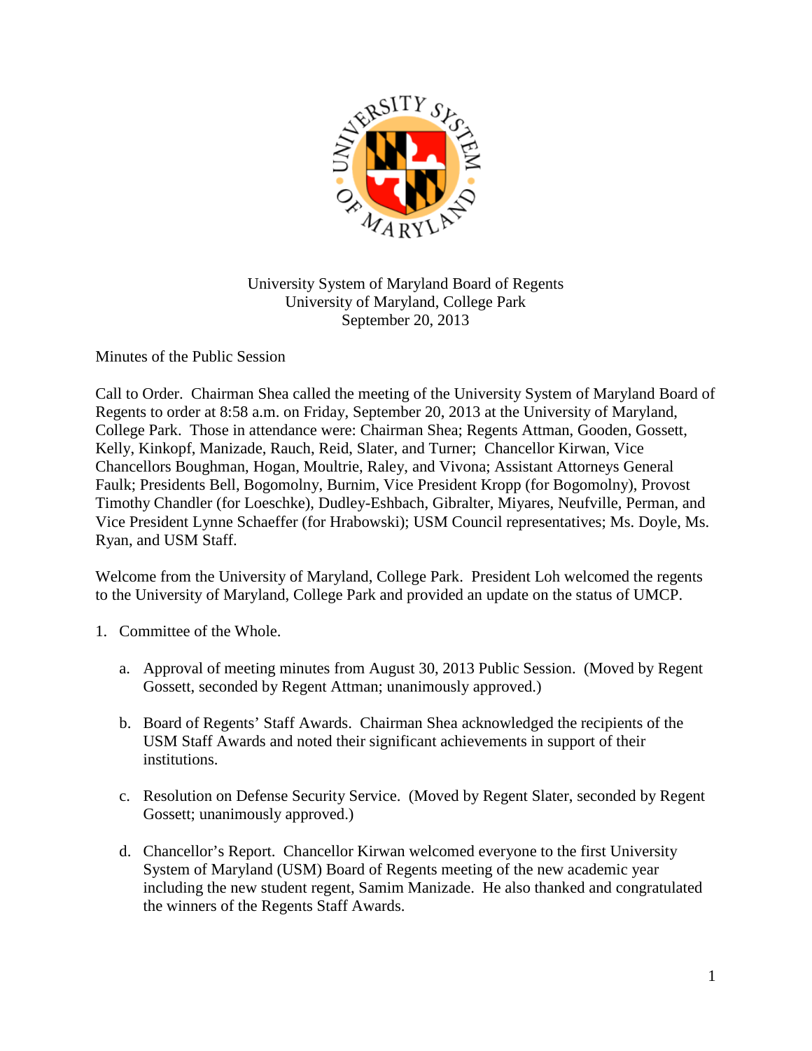University System of Maryland Board of Regents
University of Maryland, College Park
September 20, 2013

Minutes of the Public Session

Call to Order. Chairman Shea called the meeting of the University System of Maryland Board of Regents to order at 8:58 a.m. on Friday, September 20, 2013 at the University of Maryland, College Park. Those in attendance were: Chairman Shea; Regents Attman, Gooden, Gossett, Kelly, Kinkopf, Manizade, Rauch, Reid, Slater, and Turner; Chancellor Kirwan, Vice Chancellors Boughman, Hogan, Moultrie, Raley, and Vivona; Assistant Attorneys General Faulk; Presidents Bell, Bogomolny, Burnim, Vice President Kropp (for Bogomolny), Provost Timothy Chandler (for Loeschke), Dudley-Eshbach, Gibralter, Miyares, Neufville, Perman, and Vice President Lynne Schaeffer (for Hrabowski); USM Council representatives; Ms. Doyle, Ms. Ryan, and USM Staff.

Welcome from the University of Maryland, College Park. President Loh welcomed the regents to the University of Maryland, College Park and provided an update on the status of UMCP.

1. Committee of the Whole.

    a. Approval of meeting minutes from August 30, 2013 Public Session. (Moved by Regent Gossett, seconded by Regent Attman; unanimously approved.)

    b. Board of Regents' Staff Awards. Chairman Shea acknowledged the recipients of the USM Staff Awards and noted their significant achievements in support of their institutions.

    c. Resolution on Defense Security Service. (Moved by Regent Slater, seconded by Regent Gossett; unanimously approved.)

    d. Chancellor's Report. Chancellor Kirwan welcomed everyone to the first University System of Maryland (USM) Board of Regents meeting of the new academic year including the new student regent, Samim Manizade. He also thanked and congratulated the winners of the Regents Staff Awards.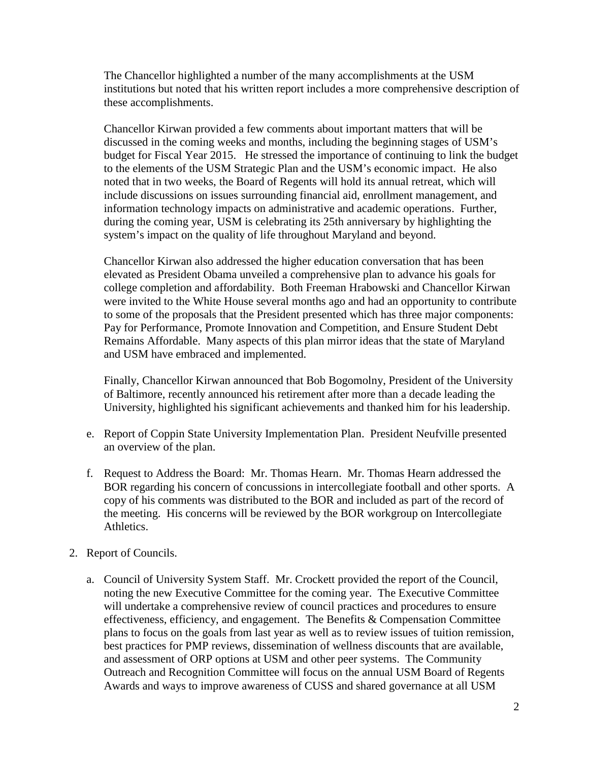The Chancellor highlighted a number of the many accomplishments at the USM institutions but noted that his written report includes a more comprehensive description of these accomplishments.

Chancellor Kirwan provided a few comments about important matters that will be discussed in the coming weeks and months, including the beginning stages of USM's budget for Fiscal Year 2015. He stressed the importance of continuing to link the budget to the elements of the USM Strategic Plan and the USM's economic impact. He also noted that in two weeks, the Board of Regents will hold its annual retreat, which will include discussions on issues surrounding financial aid, enrollment management, and information technology impacts on administrative and academic operations. Further, during the coming year, USM is celebrating its 25th anniversary by highlighting the system's impact on the quality of life throughout Maryland and beyond.

Chancellor Kirwan also addressed the higher education conversation that has been elevated as President Obama unveiled a comprehensive plan to advance his goals for college completion and affordability. Both Freeman Hrabowski and Chancellor Kirwan were invited to the White House several months ago and had an opportunity to contribute to some of the proposals that the President presented which has three major components: Pay for Performance, Promote Innovation and Competition, and Ensure Student Debt Remains Affordable. Many aspects of this plan mirror ideas that the state of Maryland and USM have embraced and implemented.

Finally, Chancellor Kirwan announced that Bob Bogomolny, President of the University of Baltimore, recently announced his retirement after more than a decade leading the University, highlighted his significant achievements and thanked him for his leadership.

e. Report of Coppin State University Implementation Plan. President Neufville presented an overview of the plan.

f. Request to Address the Board: Mr. Thomas Hearn. Mr. Thomas Hearn addressed the BOR regarding his concern of concussions in intercollegiate football and other sports. A copy of his comments was distributed to the BOR and included as part of the record of the meeting. His concerns will be reviewed by the BOR workgroup on Intercollegiate Athletics.

2. Report of Councils.

   a. Council of University System Staff. Mr. Crockett provided the report of the Council, noting the new Executive Committee for the coming year. The Executive Committee will undertake a comprehensive review of council practices and procedures to ensure effectiveness, efficiency, and engagement. The Benefits & Compensation Committee plans to focus on the goals from last year as well as to review issues of tuition remission, best practices for PMP reviews, dissemination of wellness discounts that are available, and assessment of ORP options at USM and other peer systems. The Community Outreach and Recognition Committee will focus on the annual USM Board of Regents Awards and ways to improve awareness of CUSS and shared governance at all USM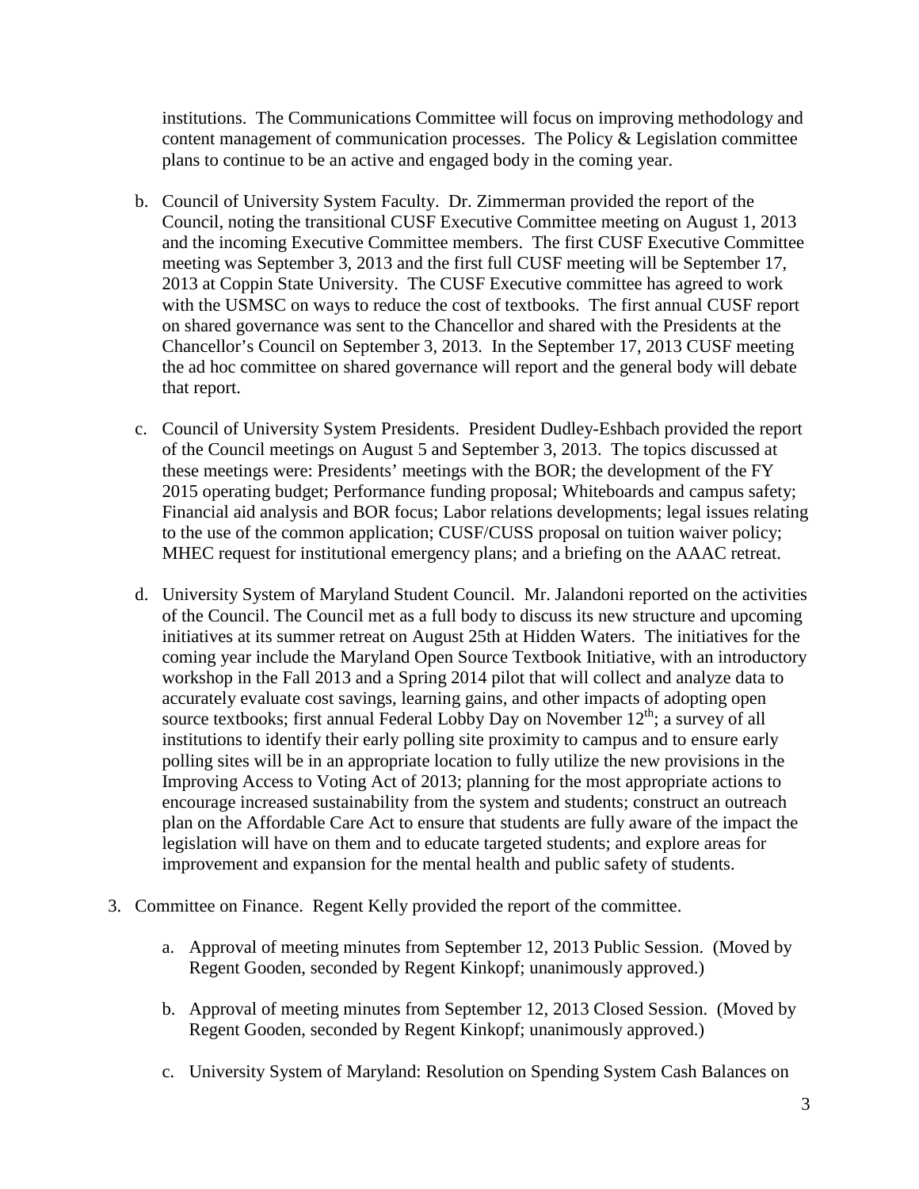institutions. The Communications Committee will focus on improving methodology and content management of communication processes. The Policy & Legislation committee plans to continue to be an active and engaged body in the coming year.

b. Council of University System Faculty. Dr. Zimmerman provided the report of the Council, noting the transitional CUSF Executive Committee meeting on August 1, 2013 and the incoming Executive Committee members. The first CUSF Executive Committee meeting was September 3, 2013 and the first full CUSF meeting will be September 17, 2013 at Coppin State University. The CUSF Executive committee has agreed to work with the USMSC on ways to reduce the cost of textbooks. The first annual CUSF report on shared governance was sent to the Chancellor and shared with the Presidents at the Chancellor's Council on September 3, 2013. In the September 17, 2013 CUSF meeting the ad hoc committee on shared governance will report and the general body will debate that report.

c. Council of University System Presidents. President Dudley-Eshbach provided the report of the Council meetings on August 5 and September 3, 2013. The topics discussed at these meetings were: Presidents' meetings with the BOR; the development of the FY 2015 operating budget; Performance funding proposal; Whiteboards and campus safety; Financial aid analysis and BOR focus; Labor relations developments; legal issues relating to the use of the common application; CUSF/CUSS proposal on tuition waiver policy; MHEC request for institutional emergency plans; and a briefing on the AAAC retreat.

d. University System of Maryland Student Council. Mr. Jalandoni reported on the activities of the Council. The Council met as a full body to discuss its new structure and upcoming initiatives at its summer retreat on August 25th at Hidden Waters. The initiatives for the coming year include the Maryland Open Source Textbook Initiative, with an introductory workshop in the Fall 2013 and a Spring 2014 pilot that will collect and analyze data to accurately evaluate cost savings, learning gains, and other impacts of adopting open source textbooks; first annual Federal Lobby Day on November 12th; a survey of all institutions to identify their early polling site proximity to campus and to ensure early polling sites will be in an appropriate location to fully utilize the new provisions in the Improving Access to Voting Act of 2013; planning for the most appropriate actions to encourage increased sustainability from the system and students; construct an outreach plan on the Affordable Care Act to ensure that students are fully aware of the impact the legislation will have on them and to educate targeted students; and explore areas for improvement and expansion for the mental health and public safety of students.

3. Committee on Finance. Regent Kelly provided the report of the committee.

   a. Approval of meeting minutes from September 12, 2013 Public Session. (Moved by Regent Gooden, seconded by Regent Kinkopf; unanimously approved.)

   b. Approval of meeting minutes from September 12, 2013 Closed Session. (Moved by Regent Gooden, seconded by Regent Kinkopf; unanimously approved.)

   c. University System of Maryland: Resolution on Spending System Cash Balances on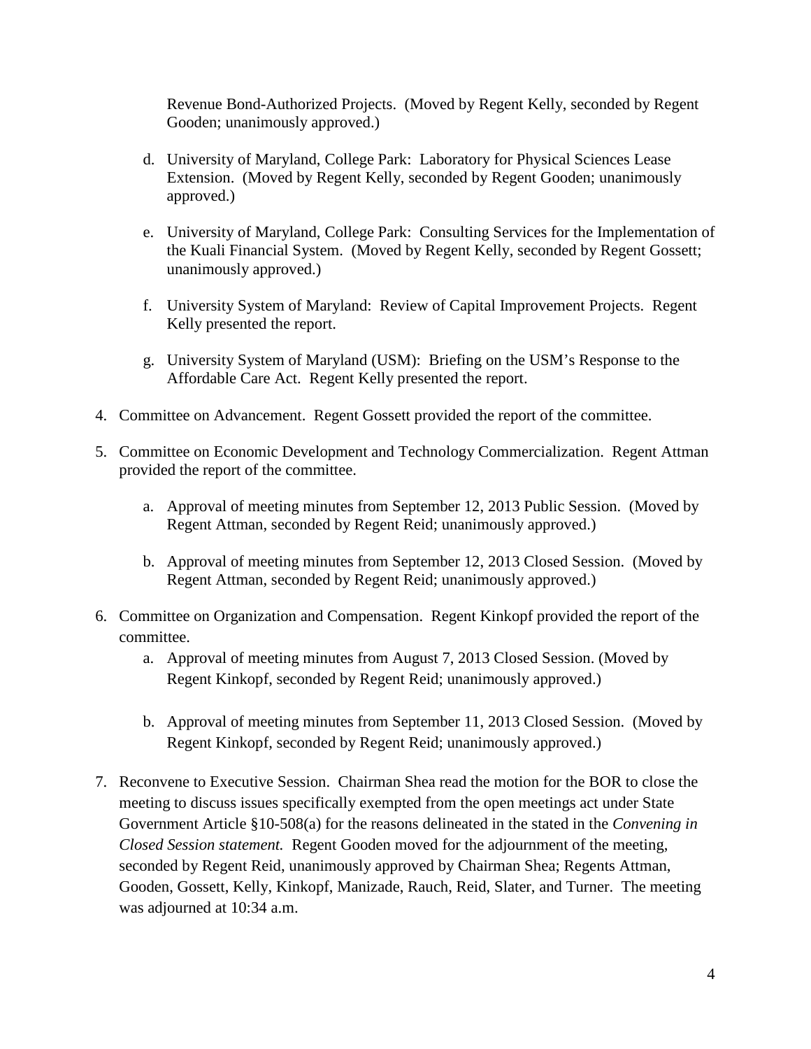Revenue Bond-Authorized Projects. (Moved by Regent Kelly, seconded by Regent Gooden; unanimously approved.)

   d. University of Maryland, College Park: Laboratory for Physical Sciences Lease Extension. (Moved by Regent Kelly, seconded by Regent Gooden; unanimously approved.)

   e. University of Maryland, College Park: Consulting Services for the Implementation of the Kuali Financial System. (Moved by Regent Kelly, seconded by Regent Gossett; unanimously approved.)

   f. University System of Maryland: Review of Capital Improvement Projects. Regent Kelly presented the report.

   g. University System of Maryland (USM): Briefing on the USM's Response to the Affordable Care Act. Regent Kelly presented the report.

4. Committee on Advancement. Regent Gossett provided the report of the committee.

5. Committee on Economic Development and Technology Commercialization. Regent Attman provided the report of the committee.

   a. Approval of meeting minutes from September 12, 2013 Public Session. (Moved by Regent Attman, seconded by Regent Reid; unanimously approved.)

   b. Approval of meeting minutes from September 12, 2013 Closed Session. (Moved by Regent Attman, seconded by Regent Reid; unanimously approved.)

6. Committee on Organization and Compensation. Regent Kinkopf provided the report of the committee.

   a. Approval of meeting minutes from August 7, 2013 Closed Session. (Moved by Regent Kinkopf, seconded by Regent Reid; unanimously approved.)

   b. Approval of meeting minutes from September 11, 2013 Closed Session. (Moved by Regent Kinkopf, seconded by Regent Reid; unanimously approved.)

7. Reconvene to Executive Session. Chairman Shea read the motion for the BOR to close the meeting to discuss issues specifically exempted from the open meetings act under State Government Article §10-508(a) for the reasons delineated in the stated in the *Convening in Closed Session statement.* Regent Gooden moved for the adjournment of the meeting, seconded by Regent Reid, unanimously approved by Chairman Shea; Regents Attman, Gooden, Gossett, Kelly, Kinkopf, Manizade, Rauch, Reid, Slater, and Turner. The meeting was adjourned at 10:34 a.m.